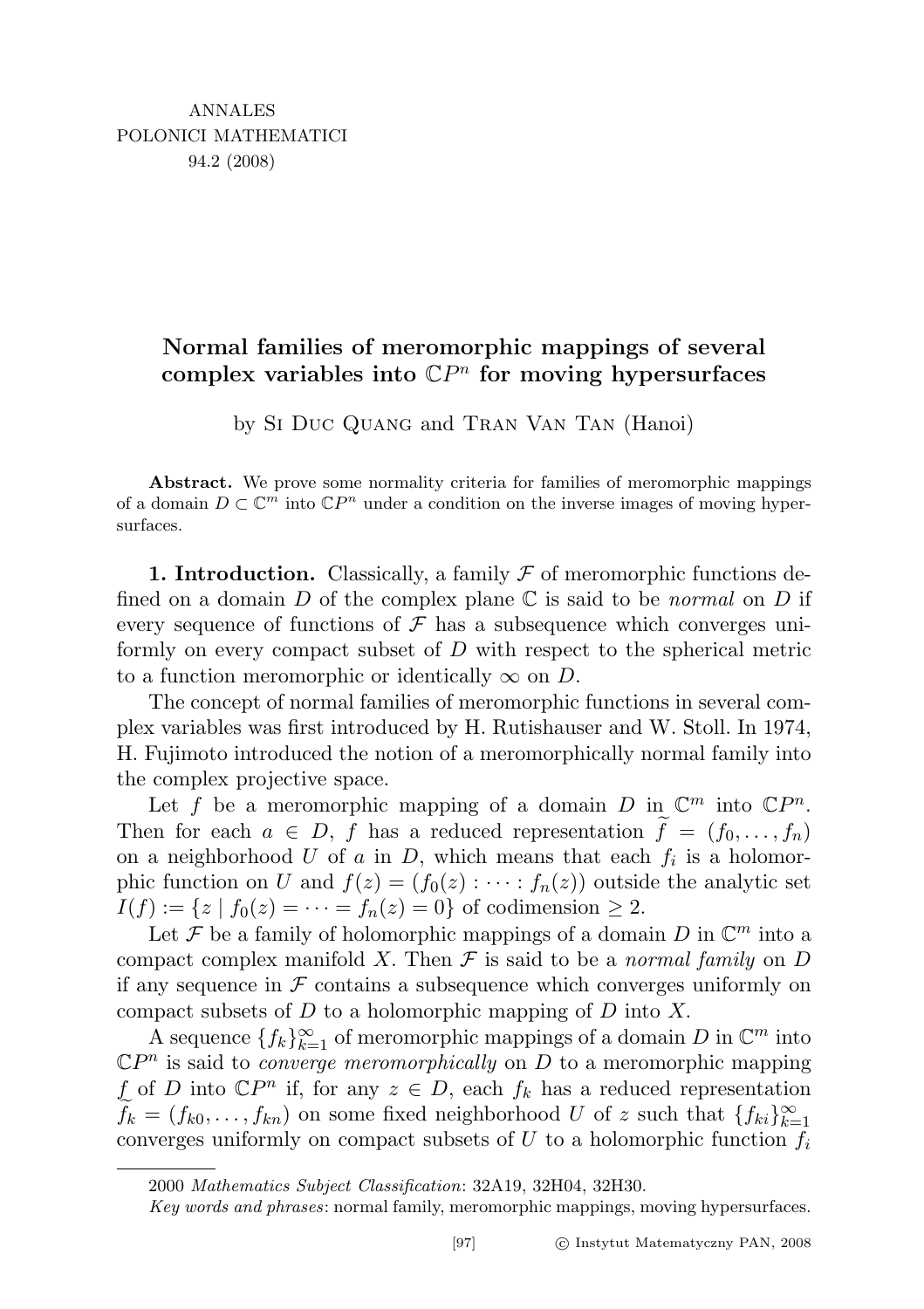ANNALES
POLONICI MATHEMATICI
94.2 (2008)

# Normal families of meromorphic mappings of several complex variables into $\mathbb{C}P^n$ for moving hypersurfaces

by Si Duc Quang and Tran Van Tan (Hanoi)

**Abstract.** We prove some normality criteria for families of meromorphic mappings of a domain $D \subset \mathbb{C}^m$ into $\mathbb{C}P^n$ under a condition on the inverse images of moving hypersurfaces.

**1. Introduction.** Classically, a family $\mathcal{F}$ of meromorphic functions defined on a domain $D$ of the complex plane $\mathbb{C}$ is said to be *normal* on $D$ if every sequence of functions of $\mathcal{F}$ has a subsequence which converges uniformly on every compact subset of $D$ with respect to the spherical metric to a function meromorphic or identically $\infty$ on $D$.

The concept of normal families of meromorphic functions in several complex variables was first introduced by H. Rutishauser and W. Stoll. In 1974, H. Fujimoto introduced the notion of a meromorphically normal family into the complex projective space.

Let $f$ be a meromorphic mapping of a domain $D$ in $\mathbb{C}^m$ into $\mathbb{C}P^n$. Then for each $a \in D$, $f$ has a reduced representation $\widetilde{f} = (f_0, \ldots, f_n)$ on a neighborhood $U$ of $a$ in $D$, which means that each $f_i$ is a holomorphic function on $U$ and $f(z) = (f_0(z) : \cdots : f_n(z))$ outside the analytic set $I(f) := \{z \mid f_0(z) = \cdots = f_n(z) = 0\}$ of codimension $\geq 2$.

Let $\mathcal{F}$ be a family of holomorphic mappings of a domain $D$ in $\mathbb{C}^m$ into a compact complex manifold $X$. Then $\mathcal{F}$ is said to be a *normal family* on $D$ if any sequence in $\mathcal{F}$ contains a subsequence which converges uniformly on compact subsets of $D$ to a holomorphic mapping of $D$ into $X$.

A sequence $\{f_k\}_{k=1}^{\infty}$ of meromorphic mappings of a domain $D$ in $\mathbb{C}^m$ into $\mathbb{C}P^n$ is said to *converge meromorphically* on $D$ to a meromorphic mapping $f$ of $D$ into $\mathbb{C}P^n$ if, for any $z \in D$, each $f_k$ has a reduced representation $\widetilde{f}_k = (f_{k0}, \ldots, f_{kn})$ on some fixed neighborhood $U$ of $z$ such that $\{f_{ki}\}_{k=1}^{\infty}$ converges uniformly on compact subsets of $U$ to a holomorphic function $f_i$

2000 *Mathematics Subject Classification*: 32A19, 32H04, 32H30.

*Key words and phrases*: normal family, meromorphic mappings, moving hypersurfaces.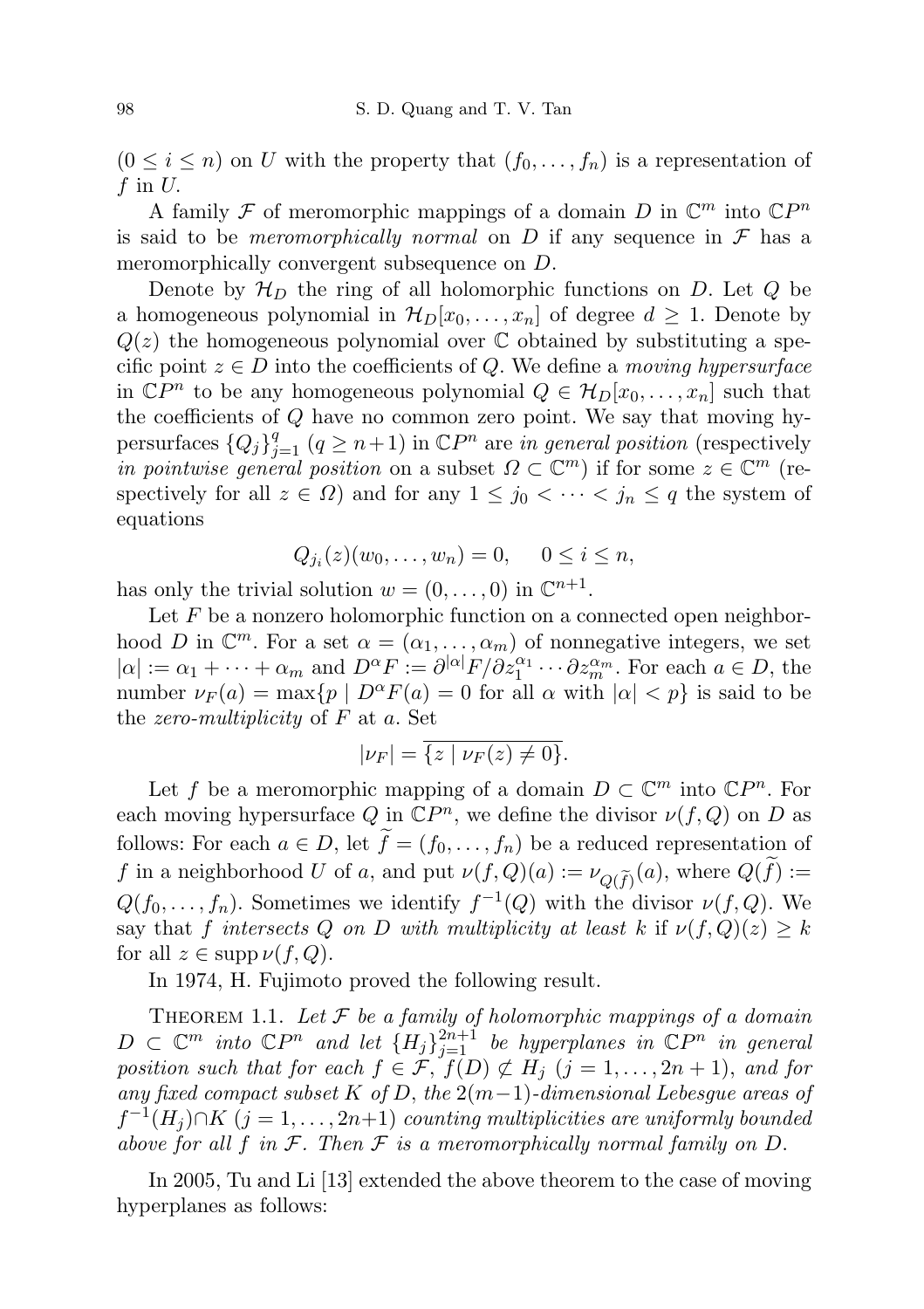$(0 \le i \le n)$ on $U$ with the property that $(f_0, \ldots, f_n)$ is a representation of $f$ in $U$.

A family $\mathcal{F}$ of meromorphic mappings of a domain $D$ in $\mathbb{C}^m$ into $\mathbb{C}P^n$ is said to be *meromorphically normal* on $D$ if any sequence in $\mathcal{F}$ has a meromorphically convergent subsequence on $D$.

Denote by $\mathcal{H}_D$ the ring of all holomorphic functions on $D$. Let $Q$ be a homogeneous polynomial in $\mathcal{H}_D[x_0, \ldots, x_n]$ of degree $d \ge 1$. Denote by $Q(z)$ the homogeneous polynomial over $\mathbb{C}$ obtained by substituting a specific point $z \in D$ into the coefficients of $Q$. We define a *moving hypersurface* in $\mathbb{C}P^n$ to be any homogeneous polynomial $Q \in \mathcal{H}_D[x_0, \ldots, x_n]$ such that the coefficients of $Q$ have no common zero point. We say that moving hypersurfaces $\{Q_j\}_{j=1}^q$ $(q \ge n+1)$ in $\mathbb{C}P^n$ are *in general position* (respectively *in pointwise general position* on a subset $\Omega \subset \mathbb{C}^m$) if for some $z \in \mathbb{C}^m$ (respectively for all $z \in \Omega$) and for any $1 \le j_0 < \cdots < j_n \le q$ the system of equations

$$Q_{j_i}(z)(w_0, \ldots, w_n) = 0, \quad 0 \le i \le n,$$

has only the trivial solution $w = (0, \ldots, 0)$ in $\mathbb{C}^{n+1}$.

Let $F$ be a nonzero holomorphic function on a connected open neighborhood $D$ in $\mathbb{C}^m$. For a set $\alpha = (\alpha_1, \ldots, \alpha_m)$ of nonnegative integers, we set $|\alpha| := \alpha_1 + \cdots + \alpha_m$ and $D^\alpha F := \partial^{|\alpha|} F / \partial z_1^{\alpha_1} \cdots \partial z_m^{\alpha_m}$. For each $a \in D$, the number $\nu_F(a) = \max\{p \mid D^\alpha F(a) = 0 \text{ for all } \alpha \text{ with } |\alpha| < p\}$ is said to be the *zero-multiplicity* of $F$ at $a$. Set

$$|\nu_F| = \overline{\{z \mid \nu_F(z) \neq 0\}}.$$

Let $f$ be a meromorphic mapping of a domain $D \subset \mathbb{C}^m$ into $\mathbb{C}P^n$. For each moving hypersurface $Q$ in $\mathbb{C}P^n$, we define the divisor $\nu(f, Q)$ on $D$ as follows: For each $a \in D$, let $\widetilde{f} = (f_0, \ldots, f_n)$ be a reduced representation of $f$ in a neighborhood $U$ of $a$, and put $\nu(f, Q)(a) := \nu_{Q(\widetilde{f})}(a)$, where $Q(\widetilde{f}) := Q(f_0, \ldots, f_n)$. Sometimes we identify $f^{-1}(Q)$ with the divisor $\nu(f, Q)$. We say that $f$ *intersects* $Q$ *on* $D$ *with multiplicity at least* $k$ if $\nu(f, Q)(z) \ge k$ for all $z \in \operatorname{supp} \nu(f, Q)$.

In 1974, H. Fujimoto proved the following result.

Theorem 1.1. *Let $\mathcal{F}$ be a family of holomorphic mappings of a domain $D \subset \mathbb{C}^m$ into $\mathbb{C}P^n$ and let $\{H_j\}_{j=1}^{2n+1}$ be hyperplanes in $\mathbb{C}P^n$ in general position such that for each $f \in \mathcal{F}$, $f(D) \not\subset H_j$ $(j = 1, \ldots, 2n+1)$, and for any fixed compact subset $K$ of $D$, the $2(m-1)$-dimensional Lebesgue areas of $f^{-1}(H_j) \cap K$ $(j = 1, \ldots, 2n+1)$ counting multiplicities are uniformly bounded above for all $f$ in $\mathcal{F}$. Then $\mathcal{F}$ is a meromorphically normal family on $D$.*

In 2005, Tu and Li [13] extended the above theorem to the case of moving hyperplanes as follows: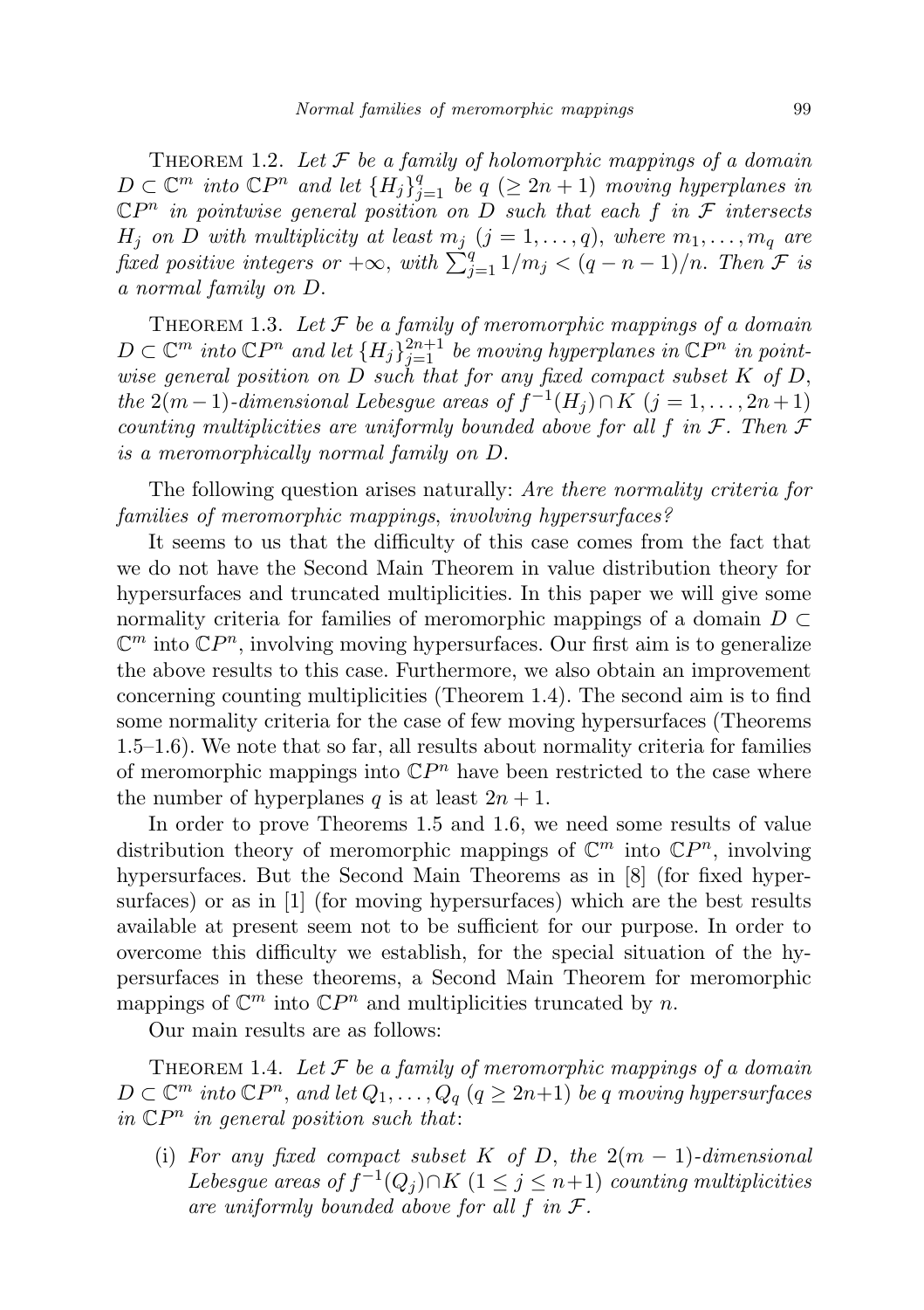THEOREM 1.2. *Let $\mathcal{F}$ be a family of holomorphic mappings of a domain $D \subset \mathbb{C}^m$ into $\mathbb{C}P^n$ and let $\{H_j\}_{j=1}^q$ be $q$ $(\geq 2n+1)$ moving hyperplanes in $\mathbb{C}P^n$ in pointwise general position on $D$ such that each $f$ in $\mathcal{F}$ intersects $H_j$ on $D$ with multiplicity at least $m_j$ $(j = 1, \ldots, q)$, where $m_1, \ldots, m_q$ are fixed positive integers or $+\infty$, with $\sum_{j=1}^q 1/m_j < (q-n-1)/n$. Then $\mathcal{F}$ is a normal family on $D$.*

THEOREM 1.3. *Let $\mathcal{F}$ be a family of meromorphic mappings of a domain $D \subset \mathbb{C}^m$ into $\mathbb{C}P^n$ and let $\{H_j\}_{j=1}^{2n+1}$ be moving hyperplanes in $\mathbb{C}P^n$ in pointwise general position on $D$ such that for any fixed compact subset $K$ of $D$, the $2(m-1)$-dimensional Lebesgue areas of $f^{-1}(H_j) \cap K$ $(j = 1, \ldots, 2n+1)$ counting multiplicities are uniformly bounded above for all $f$ in $\mathcal{F}$. Then $\mathcal{F}$ is a meromorphically normal family on $D$.*

The following question arises naturally: *Are there normality criteria for families of meromorphic mappings, involving hypersurfaces?*

It seems to us that the difficulty of this case comes from the fact that we do not have the Second Main Theorem in value distribution theory for hypersurfaces and truncated multiplicities. In this paper we will give some normality criteria for families of meromorphic mappings of a domain $D \subset \mathbb{C}^m$ into $\mathbb{C}P^n$, involving moving hypersurfaces. Our first aim is to generalize the above results to this case. Furthermore, we also obtain an improvement concerning counting multiplicities (Theorem 1.4). The second aim is to find some normality criteria for the case of few moving hypersurfaces (Theorems 1.5–1.6). We note that so far, all results about normality criteria for families of meromorphic mappings into $\mathbb{C}P^n$ have been restricted to the case where the number of hyperplanes $q$ is at least $2n+1$.

In order to prove Theorems 1.5 and 1.6, we need some results of value distribution theory of meromorphic mappings of $\mathbb{C}^m$ into $\mathbb{C}P^n$, involving hypersurfaces. But the Second Main Theorems as in [8] (for fixed hypersurfaces) or as in [1] (for moving hypersurfaces) which are the best results available at present seem not to be sufficient for our purpose. In order to overcome this difficulty we establish, for the special situation of the hypersurfaces in these theorems, a Second Main Theorem for meromorphic mappings of $\mathbb{C}^m$ into $\mathbb{C}P^n$ and multiplicities truncated by $n$.

Our main results are as follows:

THEOREM 1.4. *Let $\mathcal{F}$ be a family of meromorphic mappings of a domain $D \subset \mathbb{C}^m$ into $\mathbb{C}P^n$, and let $Q_1, \ldots, Q_q$ $(q \geq 2n+1)$ be $q$ moving hypersurfaces in $\mathbb{C}P^n$ in general position such that*:

(i) *For any fixed compact subset $K$ of $D$, the $2(m-1)$-dimensional Lebesgue areas of $f^{-1}(Q_j) \cap K$ $(1 \leq j \leq n+1)$ counting multiplicities are uniformly bounded above for all $f$ in $\mathcal{F}$.*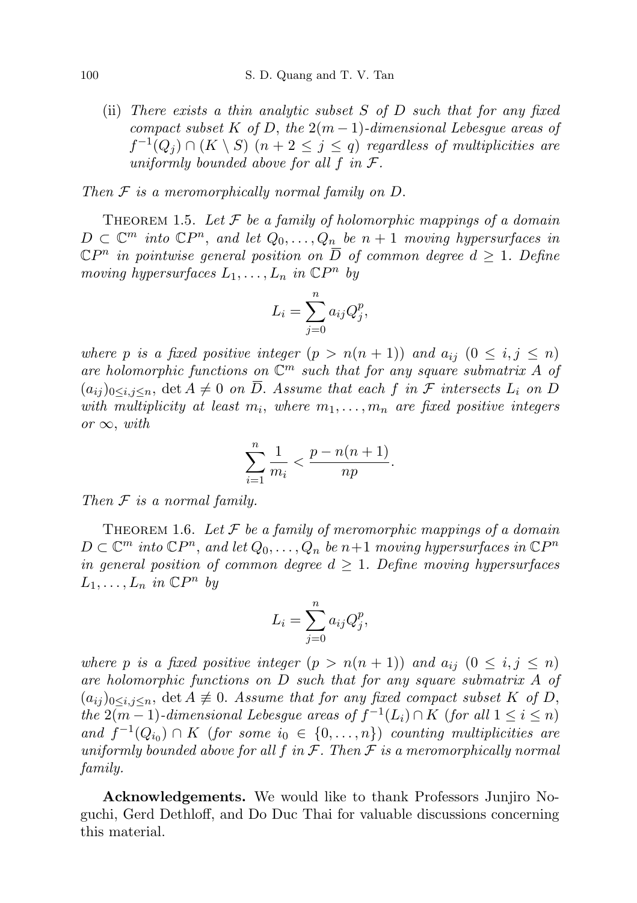(ii) *There exists a thin analytic subset $S$ of $D$ such that for any fixed compact subset $K$ of $D$, the $2(m-1)$-dimensional Lebesgue areas of $f^{-1}(Q_j) \cap (K \setminus S)$ $(n+2 \leq j \leq q)$ regardless of multiplicities are uniformly bounded above for all $f$ in $\mathcal{F}$.*

*Then $\mathcal{F}$ is a meromorphically normal family on $D$.*

THEOREM 1.5. *Let $\mathcal{F}$ be a family of holomorphic mappings of a domain $D \subset \mathbb{C}^m$ into $\mathbb{C}P^n$, and let $Q_0, \ldots, Q_n$ be $n+1$ moving hypersurfaces in $\mathbb{C}P^n$ in pointwise general position on $\overline{D}$ of common degree $d \geq 1$. Define moving hypersurfaces $L_1, \ldots, L_n$ in $\mathbb{C}P^n$ by*

$$L_i = \sum_{j=0}^{n} a_{ij} Q_j^p,$$

*where $p$ is a fixed positive integer $(p > n(n+1))$ and $a_{ij}$ $(0 \leq i, j \leq n)$ are holomorphic functions on $\mathbb{C}^m$ such that for any square submatrix $A$ of $(a_{ij})_{0 \leq i,j \leq n}$, $\det A \neq 0$ on $\overline{D}$. Assume that each $f$ in $\mathcal{F}$ intersects $L_i$ on $D$ with multiplicity at least $m_i$, where $m_1, \ldots, m_n$ are fixed positive integers or $\infty$, with*

$$\sum_{i=1}^{n} \frac{1}{m_i} < \frac{p - n(n+1)}{np}.$$

*Then $\mathcal{F}$ is a normal family.*

THEOREM 1.6. *Let $\mathcal{F}$ be a family of meromorphic mappings of a domain $D \subset \mathbb{C}^m$ into $\mathbb{C}P^n$, and let $Q_0, \ldots, Q_n$ be $n+1$ moving hypersurfaces in $\mathbb{C}P^n$ in general position of common degree $d \geq 1$. Define moving hypersurfaces $L_1, \ldots, L_n$ in $\mathbb{C}P^n$ by*

$$L_i = \sum_{j=0}^{n} a_{ij} Q_j^p,$$

*where $p$ is a fixed positive integer $(p > n(n+1))$ and $a_{ij}$ $(0 \leq i, j \leq n)$ are holomorphic functions on $D$ such that for any square submatrix $A$ of $(a_{ij})_{0 \leq i,j \leq n}$, $\det A \not\equiv 0$. Assume that for any fixed compact subset $K$ of $D$, the $2(m-1)$-dimensional Lebesgue areas of $f^{-1}(L_i) \cap K$ (for all $1 \leq i \leq n$) and $f^{-1}(Q_{i_0}) \cap K$ (for some $i_0 \in \{0, \ldots, n\}$) counting multiplicities are uniformly bounded above for all $f$ in $\mathcal{F}$. Then $\mathcal{F}$ is a meromorphically normal family.*

**Acknowledgements.** We would like to thank Professors Junjiro Noguchi, Gerd Dethloff, and Do Duc Thai for valuable discussions concerning this material.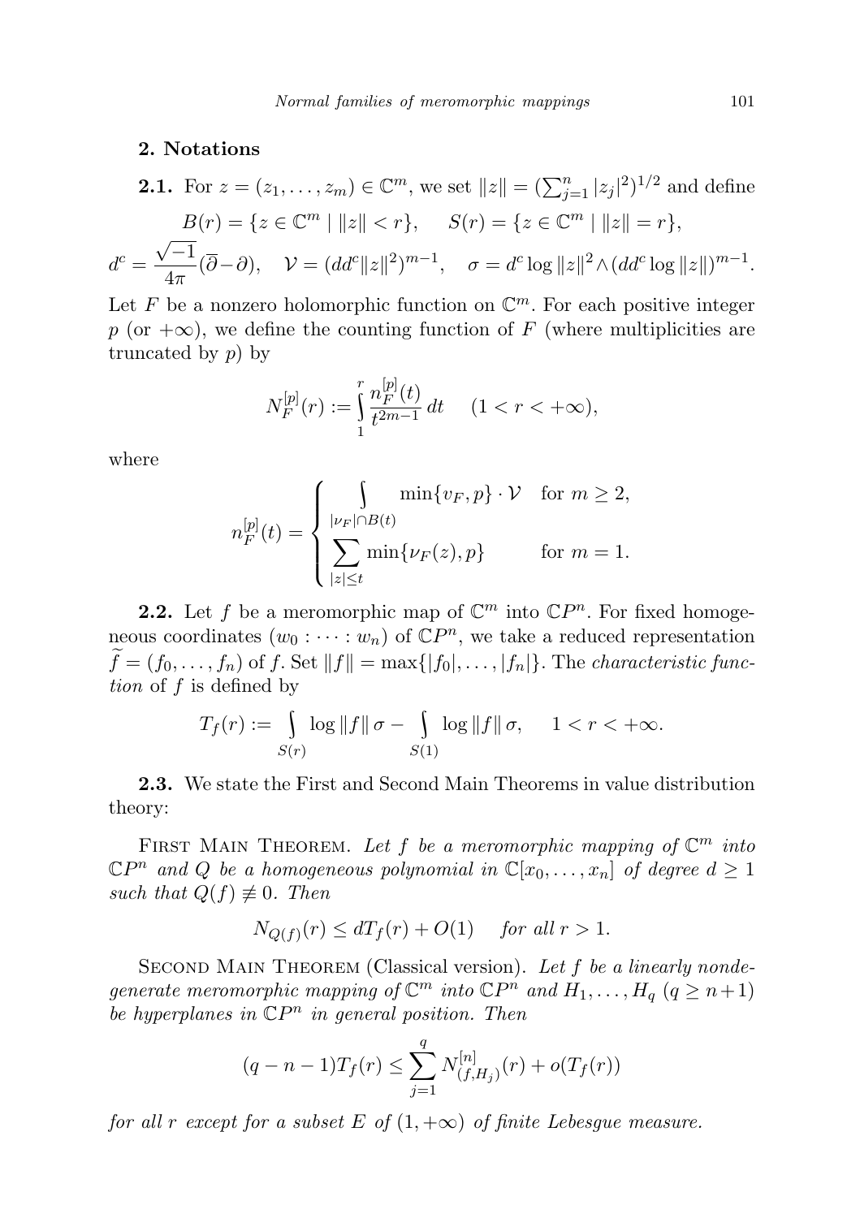## 2. Notations

**2.1.** For $z = (z_1, \ldots, z_m) \in \mathbb{C}^m$, we set $\|z\| = (\sum_{j=1}^n |z_j|^2)^{1/2}$ and define

$$B(r) = \{z \in \mathbb{C}^m \mid \|z\| < r\}, \qquad S(r) = \{z \in \mathbb{C}^m \mid \|z\| = r\},$$

$$d^c = \frac{\sqrt{-1}}{4\pi}(\overline{\partial} - \partial), \quad \mathcal{V} = (dd^c\|z\|^2)^{m-1}, \quad \sigma = d^c \log \|z\|^2 \wedge (dd^c \log \|z\|)^{m-1}.$$

Let $F$ be a nonzero holomorphic function on $\mathbb{C}^m$. For each positive integer $p$ (or $+\infty$), we define the counting function of $F$ (where multiplicities are truncated by $p$) by

$$N_F^{[p]}(r) := \int_1^r \frac{n_F^{[p]}(t)}{t^{2m-1}}\, dt \qquad (1 < r < +\infty),$$

where

$$n_F^{[p]}(t) = \begin{cases} \displaystyle\int_{|\nu_F| \cap B(t)} \min\{v_F, p\} \cdot \mathcal{V} & \text{for } m \geq 2, \\ \displaystyle\sum_{|z| \leq t} \min\{\nu_F(z), p\} & \text{for } m = 1. \end{cases}$$

**2.2.** Let $f$ be a meromorphic map of $\mathbb{C}^m$ into $\mathbb{C}P^n$. For fixed homogeneous coordinates $(w_0 : \cdots : w_n)$ of $\mathbb{C}P^n$, we take a reduced representation $\widetilde{f} = (f_0, \ldots, f_n)$ of $f$. Set $\|f\| = \max\{|f_0|, \ldots, |f_n|\}$. The *characteristic function* of $f$ is defined by

$$T_f(r) := \int_{S(r)} \log \|f\|\, \sigma - \int_{S(1)} \log \|f\|\, \sigma, \qquad 1 < r < +\infty.$$

**2.3.** We state the First and Second Main Theorems in value distribution theory:

First Main Theorem. *Let $f$ be a meromorphic mapping of $\mathbb{C}^m$ into $\mathbb{C}P^n$ and $Q$ be a homogeneous polynomial in $\mathbb{C}[x_0, \ldots, x_n]$ of degree $d \geq 1$ such that $Q(f) \not\equiv 0$. Then*

$$N_{Q(f)}(r) \leq dT_f(r) + O(1) \qquad \textit{for all } r > 1.$$

Second Main Theorem (Classical version). *Let $f$ be a linearly nondegenerate meromorphic mapping of $\mathbb{C}^m$ into $\mathbb{C}P^n$ and $H_1, \ldots, H_q$ $(q \geq n+1)$ be hyperplanes in $\mathbb{C}P^n$ in general position. Then*

$$(q - n - 1)T_f(r) \leq \sum_{j=1}^q N_{(f,H_j)}^{[n]}(r) + o(T_f(r))$$

*for all $r$ except for a subset $E$ of $(1, +\infty)$ of finite Lebesgue measure.*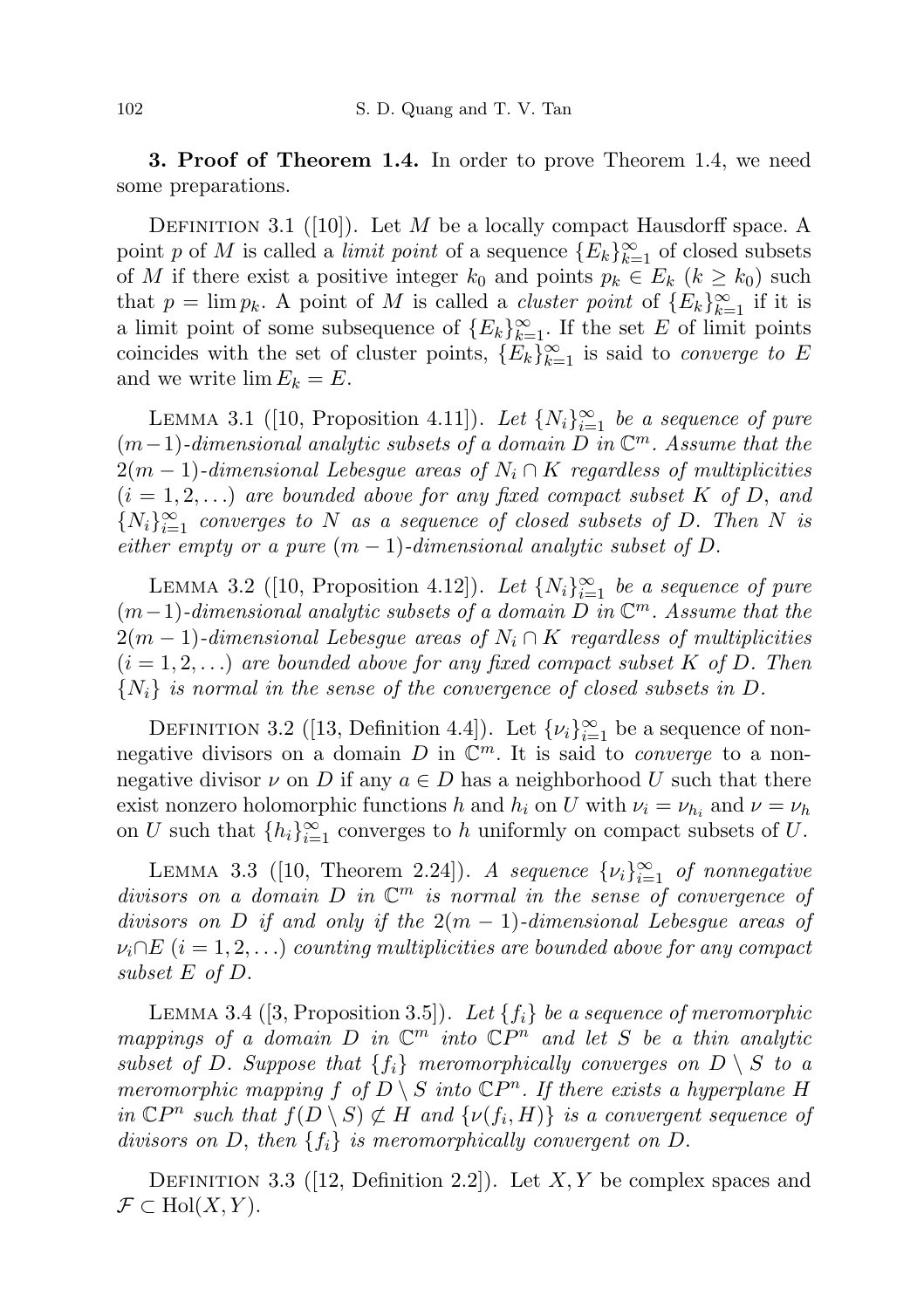**3. Proof of Theorem 1.4.** In order to prove Theorem 1.4, we need some preparations.

Definition 3.1 ([10]). Let $M$ be a locally compact Hausdorff space. A point $p$ of $M$ is called a *limit point* of a sequence $\{E_k\}_{k=1}^{\infty}$ of closed subsets of $M$ if there exist a positive integer $k_0$ and points $p_k \in E_k$ ($k \geq k_0$) such that $p = \lim p_k$. A point of $M$ is called a *cluster point* of $\{E_k\}_{k=1}^{\infty}$ if it is a limit point of some subsequence of $\{E_k\}_{k=1}^{\infty}$. If the set $E$ of limit points coincides with the set of cluster points, $\{E_k\}_{k=1}^{\infty}$ is said to *converge to* $E$ and we write $\lim E_k = E$.

Lemma 3.1 ([10, Proposition 4.11]). *Let $\{N_i\}_{i=1}^{\infty}$ be a sequence of pure $(m-1)$-dimensional analytic subsets of a domain $D$ in $\mathbb{C}^m$. Assume that the $2(m-1)$-dimensional Lebesgue areas of $N_i \cap K$ regardless of multiplicities $(i = 1, 2, \ldots)$ are bounded above for any fixed compact subset $K$ of $D$, and $\{N_i\}_{i=1}^{\infty}$ converges to $N$ as a sequence of closed subsets of $D$. Then $N$ is either empty or a pure $(m-1)$-dimensional analytic subset of $D$.*

Lemma 3.2 ([10, Proposition 4.12]). *Let $\{N_i\}_{i=1}^{\infty}$ be a sequence of pure $(m-1)$-dimensional analytic subsets of a domain $D$ in $\mathbb{C}^m$. Assume that the $2(m-1)$-dimensional Lebesgue areas of $N_i \cap K$ regardless of multiplicities $(i = 1, 2, \ldots)$ are bounded above for any fixed compact subset $K$ of $D$. Then $\{N_i\}$ is normal in the sense of the convergence of closed subsets in $D$.*

Definition 3.2 ([13, Definition 4.4]). Let $\{\nu_i\}_{i=1}^{\infty}$ be a sequence of nonnegative divisors on a domain $D$ in $\mathbb{C}^m$. It is said to *converge* to a nonnegative divisor $\nu$ on $D$ if any $a \in D$ has a neighborhood $U$ such that there exist nonzero holomorphic functions $h$ and $h_i$ on $U$ with $\nu_i = \nu_{h_i}$ and $\nu = \nu_h$ on $U$ such that $\{h_i\}_{i=1}^{\infty}$ converges to $h$ uniformly on compact subsets of $U$.

Lemma 3.3 ([10, Theorem 2.24]). *A sequence $\{\nu_i\}_{i=1}^{\infty}$ of nonnegative divisors on a domain $D$ in $\mathbb{C}^m$ is normal in the sense of convergence of divisors on $D$ if and only if the $2(m-1)$-dimensional Lebesgue areas of $\nu_i \cap E$ $(i = 1, 2, \ldots)$ counting multiplicities are bounded above for any compact subset $E$ of $D$.*

Lemma 3.4 ([3, Proposition 3.5]). *Let $\{f_i\}$ be a sequence of meromorphic mappings of a domain $D$ in $\mathbb{C}^m$ into $\mathbb{C}P^n$ and let $S$ be a thin analytic subset of $D$. Suppose that $\{f_i\}$ meromorphically converges on $D \setminus S$ to a meromorphic mapping $f$ of $D \setminus S$ into $\mathbb{C}P^n$. If there exists a hyperplane $H$ in $\mathbb{C}P^n$ such that $f(D \setminus S) \not\subset H$ and $\{\nu(f_i, H)\}$ is a convergent sequence of divisors on $D$, then $\{f_i\}$ is meromorphically convergent on $D$.*

Definition 3.3 ([12, Definition 2.2]). Let $X, Y$ be complex spaces and $\mathcal{F} \subset \mathrm{Hol}(X, Y)$.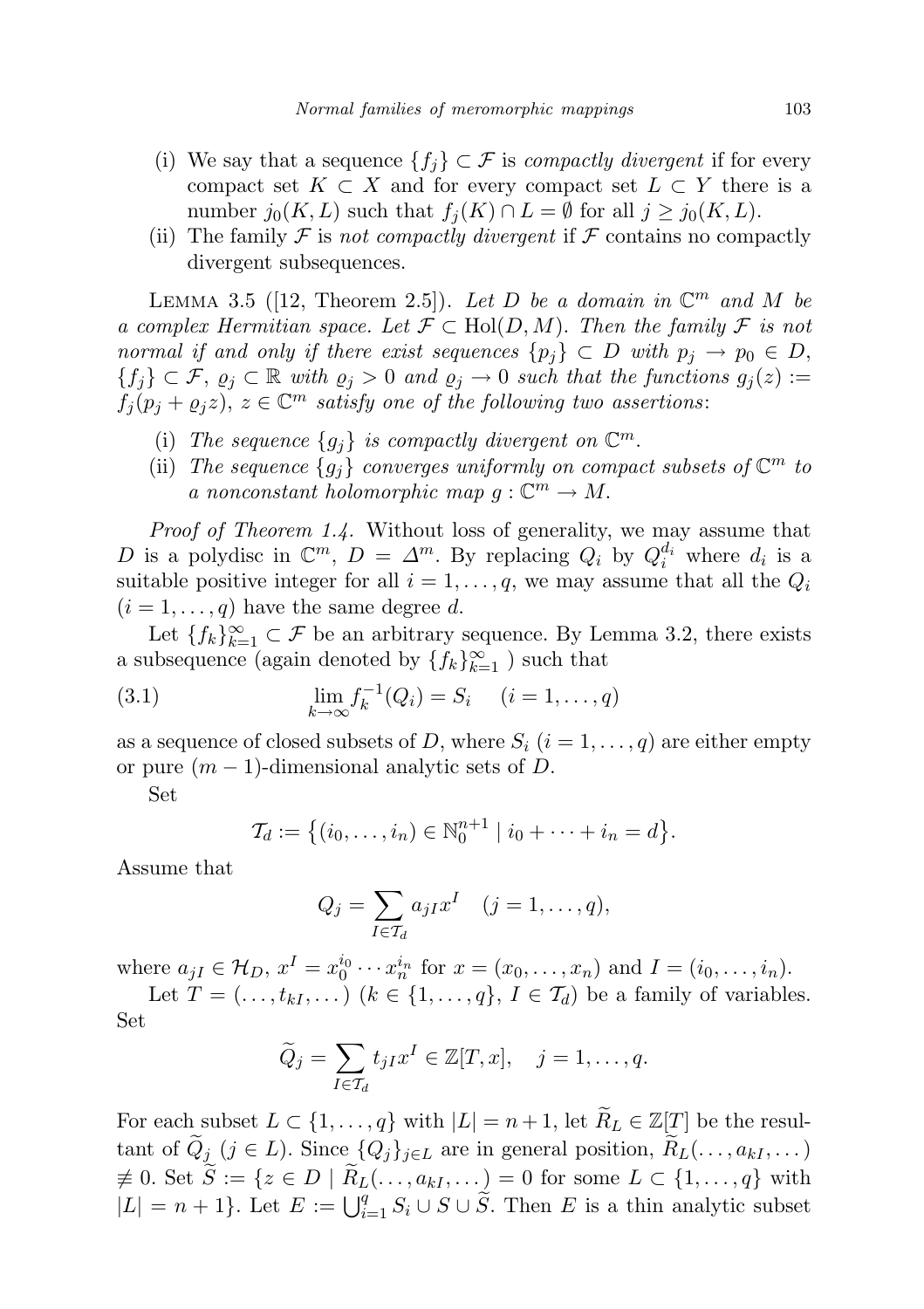(i) We say that a sequence $\{f_j\} \subset \mathcal{F}$ is *compactly divergent* if for every compact set $K \subset X$ and for every compact set $L \subset Y$ there is a number $j_0(K, L)$ such that $f_j(K) \cap L = \emptyset$ for all $j \geq j_0(K, L)$.

(ii) The family $\mathcal{F}$ is *not compactly divergent* if $\mathcal{F}$ contains no compactly divergent subsequences.

LEMMA 3.5 ([12, Theorem 2.5]). *Let $D$ be a domain in $\mathbb{C}^m$ and $M$ be a complex Hermitian space. Let $\mathcal{F} \subset \mathrm{Hol}(D, M)$. Then the family $\mathcal{F}$ is not normal if and only if there exist sequences $\{p_j\} \subset D$ with $p_j \to p_0 \in D$, $\{f_j\} \subset \mathcal{F}$, $\varrho_j \subset \mathbb{R}$ with $\varrho_j > 0$ and $\varrho_j \to 0$ such that the functions $g_j(z) := f_j(p_j + \varrho_j z)$, $z \in \mathbb{C}^m$ satisfy one of the following two assertions*:

(i) *The sequence $\{g_j\}$ is compactly divergent on $\mathbb{C}^m$.*

(ii) *The sequence $\{g_j\}$ converges uniformly on compact subsets of $\mathbb{C}^m$ to a nonconstant holomorphic map $g : \mathbb{C}^m \to M$.*

*Proof of Theorem 1.4.* Without loss of generality, we may assume that $D$ is a polydisc in $\mathbb{C}^m$, $D = \Delta^m$. By replacing $Q_i$ by $Q_i^{d_i}$ where $d_i$ is a suitable positive integer for all $i = 1, \dots, q$, we may assume that all the $Q_i$ $(i = 1, \dots, q)$ have the same degree $d$.

Let $\{f_k\}_{k=1}^{\infty} \subset \mathcal{F}$ be an arbitrary sequence. By Lemma 3.2, there exists a subsequence (again denoted by $\{f_k\}_{k=1}^{\infty}$ ) such that

$$\lim_{k\to\infty} f_k^{-1}(Q_i) = S_i \quad (i = 1, \dots, q) \tag{3.1}$$

as a sequence of closed subsets of $D$, where $S_i$ $(i = 1, \dots, q)$ are either empty or pure $(m-1)$-dimensional analytic sets of $D$.

Set

$$\mathcal{T}_d := \{(i_0, \dots, i_n) \in \mathbb{N}_0^{n+1} \mid i_0 + \dots + i_n = d\}.$$

Assume that

$$Q_j = \sum_{I \in \mathcal{T}_d} a_{jI} x^I \quad (j = 1, \dots, q),$$

where $a_{jI} \in \mathcal{H}_D$, $x^I = x_0^{i_0} \cdots x_n^{i_n}$ for $x = (x_0, \dots, x_n)$ and $I = (i_0, \dots, i_n)$.

Let $T = (\dots, t_{kI}, \dots)$ $(k \in \{1, \dots, q\}, I \in \mathcal{T}_d)$ be a family of variables. Set

$$\widetilde{Q}_j = \sum_{I \in \mathcal{T}_d} t_{jI} x^I \in \mathbb{Z}[T, x], \quad j = 1, \dots, q.$$

For each subset $L \subset \{1, \dots, q\}$ with $|L| = n+1$, let $\widetilde{R}_L \in \mathbb{Z}[T]$ be the resultant of $\widetilde{Q}_j$ $(j \in L)$. Since $\{Q_j\}_{j \in L}$ are in general position, $\widetilde{R}_L(\dots, a_{kI}, \dots) \not\equiv 0$. Set $\widetilde{S} := \{z \in D \mid \widetilde{R}_L(\dots, a_{kI}, \dots) = 0$ for some $L \subset \{1, \dots, q\}$ with $|L| = n+1\}$. Let $E := \bigcup_{i=1}^{q} S_i \cup S \cup \widetilde{S}$. Then $E$ is a thin analytic subset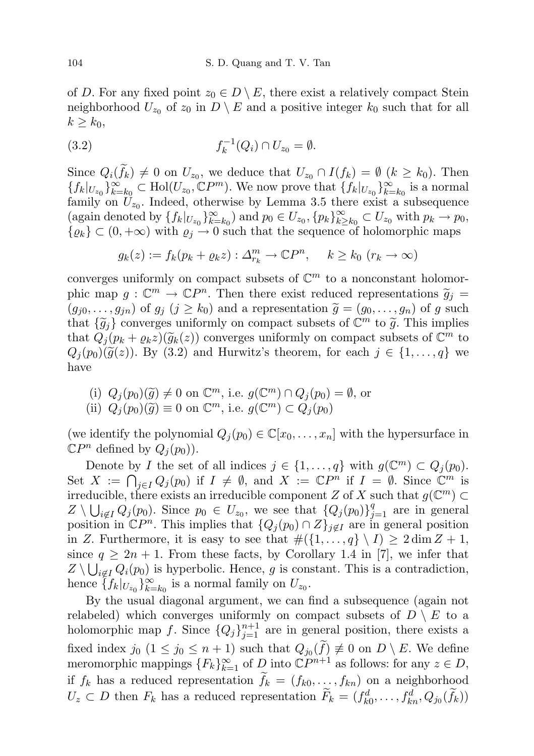of $D$. For any fixed point $z_0 \in D \setminus E$, there exist a relatively compact Stein neighborhood $U_{z_0}$ of $z_0$ in $D \setminus E$ and a positive integer $k_0$ such that for all $k \geq k_0$,

$$f_k^{-1}(Q_i) \cap U_{z_0} = \emptyset. \tag{3.2}$$

Since $Q_i(\widetilde{f}_k) \neq 0$ on $U_{z_0}$, we deduce that $U_{z_0} \cap I(f_k) = \emptyset$ $(k \geq k_0)$. Then $\{f_k|_{U_{z_0}}\}_{k=k_0}^{\infty} \subset \mathrm{Hol}(U_{z_0}, \mathbb{C}P^m)$. We now prove that $\{f_k|_{U_{z_0}}\}_{k=k_0}^{\infty}$ is a normal family on $U_{z_0}$. Indeed, otherwise by Lemma 3.5 there exist a subsequence (again denoted by $\{f_k|_{U_{z_0}}\}_{k=k_0}^{\infty}$) and $p_0 \in U_{z_0}, \{p_k\}_{k\geq k_0}^{\infty} \subset U_{z_0}$ with $p_k \to p_0$, $\{\varrho_k\} \subset (0, +\infty)$ with $\varrho_j \to 0$ such that the sequence of holomorphic maps

$$g_k(z) := f_k(p_k + \varrho_k z) : \Delta_{r_k}^m \to \mathbb{C}P^n, \quad k \geq k_0 \ (r_k \to \infty)$$

converges uniformly on compact subsets of $\mathbb{C}^m$ to a nonconstant holomorphic map $g : \mathbb{C}^m \to \mathbb{C}P^n$. Then there exist reduced representations $\widetilde{g}_j = (g_{j0}, \ldots, g_{jn})$ of $g_j$ $(j \geq k_0)$ and a representation $\widetilde{g} = (g_0, \ldots, g_n)$ of $g$ such that $\{\widetilde{g}_j\}$ converges uniformly on compact subsets of $\mathbb{C}^m$ to $\widetilde{g}$. This implies that $Q_j(p_k + \varrho_k z)(\widetilde{g}_k(z))$ converges uniformly on compact subsets of $\mathbb{C}^m$ to $Q_j(p_0)(\widetilde{g}(z))$. By (3.2) and Hurwitz's theorem, for each $j \in \{1, \ldots, q\}$ we have

(i) $Q_j(p_0)(\widetilde{g}) \neq 0$ on $\mathbb{C}^m$, i.e. $g(\mathbb{C}^m) \cap Q_j(p_0) = \emptyset$, or
(ii) $Q_j(p_0)(\widetilde{g}) \equiv 0$ on $\mathbb{C}^m$, i.e. $g(\mathbb{C}^m) \subset Q_j(p_0)$

(we identify the polynomial $Q_j(p_0) \in \mathbb{C}[x_0, \ldots, x_n]$ with the hypersurface in $\mathbb{C}P^n$ defined by $Q_j(p_0)$).

Denote by $I$ the set of all indices $j \in \{1, \ldots, q\}$ with $g(\mathbb{C}^m) \subset Q_j(p_0)$. Set $X := \bigcap_{j\in I} Q_j(p_0)$ if $I \neq \emptyset$, and $X := \mathbb{C}P^n$ if $I = \emptyset$. Since $\mathbb{C}^m$ is irreducible, there exists an irreducible component $Z$ of $X$ such that $g(\mathbb{C}^m) \subset Z \setminus \bigcup_{i\notin I} Q_j(p_0)$. Since $p_0 \in U_{z_0}$, we see that $\{Q_j(p_0)\}_{j=1}^q$ are in general position in $\mathbb{C}P^n$. This implies that $\{Q_j(p_0) \cap Z\}_{j\notin I}$ are in general position in $Z$. Furthermore, it is easy to see that $\#(\{1, \ldots, q\} \setminus I) \geq 2 \dim Z + 1$, since $q \geq 2n + 1$. From these facts, by Corollary 1.4 in [7], we infer that $Z \setminus \bigcup_{i\notin I} Q_i(p_0)$ is hyperbolic. Hence, $g$ is constant. This is a contradiction, hence $\{f_k|_{U_{z_0}}\}_{k=k_0}^{\infty}$ is a normal family on $U_{z_0}$.

By the usual diagonal argument, we can find a subsequence (again not relabeled) which converges uniformly on compact subsets of $D \setminus E$ to a holomorphic map $f$. Since $\{Q_j\}_{j=1}^{n+1}$ are in general position, there exists a fixed index $j_0$ $(1 \leq j_0 \leq n+1)$ such that $Q_{j_0}(\widetilde{f}) \not\equiv 0$ on $D \setminus E$. We define meromorphic mappings $\{F_k\}_{k=1}^{\infty}$ of $D$ into $\mathbb{C}P^{n+1}$ as follows: for any $z \in D$, if $f_k$ has a reduced representation $\widetilde{f}_k = (f_{k0}, \ldots, f_{kn})$ on a neighborhood $U_z \subset D$ then $F_k$ has a reduced representation $\widetilde{F}_k = (f_{k0}^d, \ldots, f_{kn}^d, Q_{j_0}(\widetilde{f}_k))$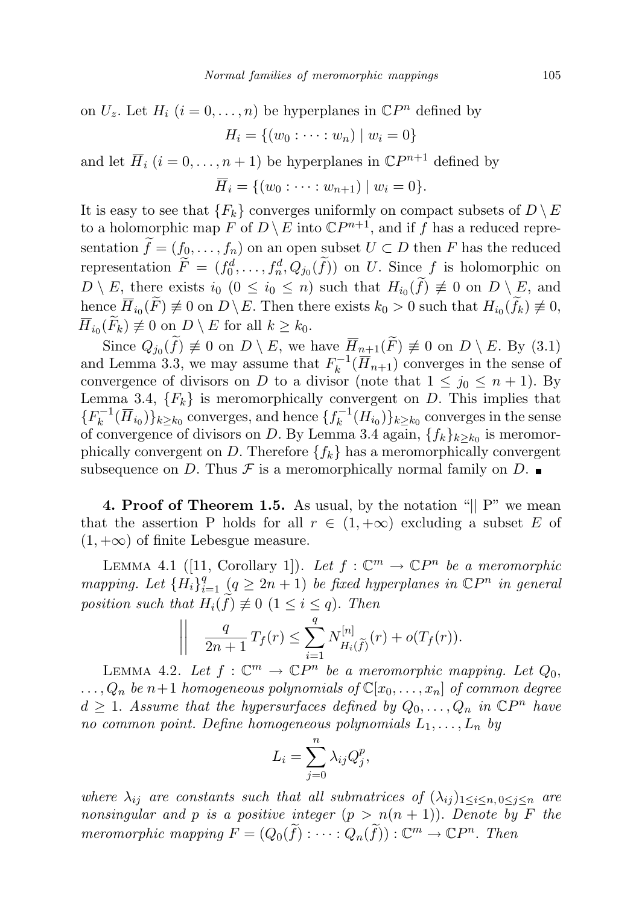on $U_z$. Let $H_i$ ($i = 0, \dots, n$) be hyperplanes in $\mathbb{C}P^n$ defined by

$$H_i = \{(w_0 : \dots : w_n) \mid w_i = 0\}$$

and let $\overline{H}_i$ ($i = 0, \dots, n+1$) be hyperplanes in $\mathbb{C}P^{n+1}$ defined by

$$\overline{H}_i = \{(w_0 : \dots : w_{n+1}) \mid w_i = 0\}.$$

It is easy to see that $\{F_k\}$ converges uniformly on compact subsets of $D \setminus E$ to a holomorphic map $F$ of $D \setminus E$ into $\mathbb{C}P^{n+1}$, and if $f$ has a reduced representation $\widetilde{f} = (f_0, \dots, f_n)$ on an open subset $U \subset D$ then $F$ has the reduced representation $\widetilde{F} = (f_0^d, \dots, f_n^d, Q_{j_0}(\widetilde{f}))$ on $U$. Since $f$ is holomorphic on $D \setminus E$, there exists $i_0$ ($0 \le i_0 \le n$) such that $H_{i_0}(\widetilde{f}) \not\equiv 0$ on $D \setminus E$, and hence $\overline{H}_{i_0}(\widetilde{F}) \not\equiv 0$ on $D \setminus E$. Then there exists $k_0 > 0$ such that $H_{i_0}(\widetilde{f}_k) \not\equiv 0$, $\overline{H}_{i_0}(\widetilde{F}_k) \not\equiv 0$ on $D \setminus E$ for all $k \ge k_0$.

Since $Q_{j_0}(\widetilde{f}) \not\equiv 0$ on $D \setminus E$, we have $\overline{H}_{n+1}(\widetilde{F}) \not\equiv 0$ on $D \setminus E$. By (3.1) and Lemma 3.3, we may assume that $F_k^{-1}(\overline{H}_{n+1})$ converges in the sense of convergence of divisors on $D$ to a divisor (note that $1 \le j_0 \le n+1$). By Lemma 3.4, $\{F_k\}$ is meromorphically convergent on $D$. This implies that $\{F_k^{-1}(\overline{H}_{i_0})\}_{k \ge k_0}$ converges, and hence $\{f_k^{-1}(H_{i_0})\}_{k \ge k_0}$ converges in the sense of convergence of divisors on $D$. By Lemma 3.4 again, $\{f_k\}_{k \ge k_0}$ is meromorphically convergent on $D$. Therefore $\{f_k\}$ has a meromorphically convergent subsequence on $D$. Thus $\mathcal{F}$ is a meromorphically normal family on $D$. ∎

**4. Proof of Theorem 1.5.** As usual, by the notation "|| P" we mean that the assertion P holds for all $r \in (1, +\infty)$ excluding a subset $E$ of $(1, +\infty)$ of finite Lebesgue measure.

Lemma 4.1 ([11, Corollary 1]). *Let $f : \mathbb{C}^m \to \mathbb{C}P^n$ be a meromorphic mapping. Let $\{H_i\}_{i=1}^q$ ($q \ge 2n+1$) be fixed hyperplanes in $\mathbb{C}P^n$ in general position such that $H_i(\widetilde{f}) \not\equiv 0$ ($1 \le i \le q$). Then*

$$\Big\| \quad \frac{q}{2n+1} T_f(r) \le \sum_{i=1}^{q} N^{[n]}_{H_i(\widetilde{f})}(r) + o(T_f(r)).$$

Lemma 4.2. *Let $f : \mathbb{C}^m \to \mathbb{C}P^n$ be a meromorphic mapping. Let $Q_0, \dots, Q_n$ be $n+1$ homogeneous polynomials of $\mathbb{C}[x_0, \dots, x_n]$ of common degree $d \ge 1$. Assume that the hypersurfaces defined by $Q_0, \dots, Q_n$ in $\mathbb{C}P^n$ have no common point. Define homogeneous polynomials $L_1, \dots, L_n$ by*

$$L_i = \sum_{j=0}^{n} \lambda_{ij} Q_j^p,$$

*where $\lambda_{ij}$ are constants such that all submatrices of $(\lambda_{ij})_{1 \le i \le n, 0 \le j \le n}$ are nonsingular and $p$ is a positive integer ($p > n(n+1)$). Denote by $F$ the meromorphic mapping $F = (Q_0(\widetilde{f}) : \dots : Q_n(\widetilde{f})) : \mathbb{C}^m \to \mathbb{C}P^n$. Then*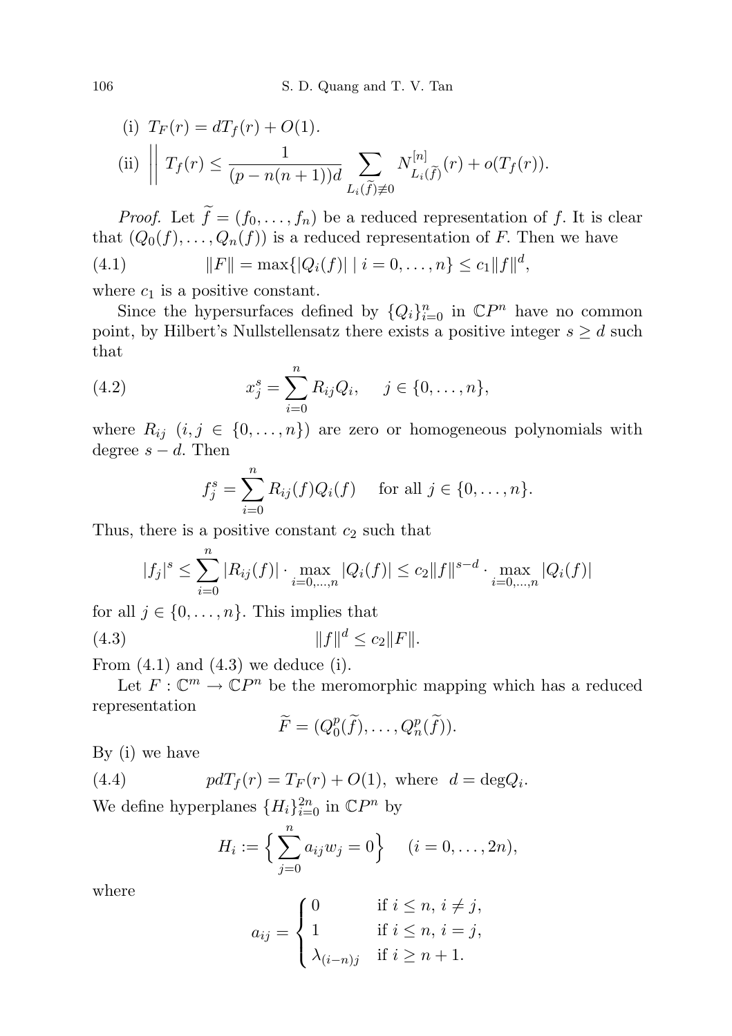(i) $T_F(r) = dT_f(r) + O(1)$.

(ii) $\Big|\Big|\ T_f(r) \le \dfrac{1}{(p - n(n+1))d} \displaystyle\sum_{L_i(\widetilde{f}) \not\equiv 0} N^{[n]}_{L_i(\widetilde{f})}(r) + o(T_f(r))$.

*Proof.* Let $\widetilde{f} = (f_0, \ldots, f_n)$ be a reduced representation of $f$. It is clear that $(Q_0(f), \ldots, Q_n(f))$ is a reduced representation of $F$. Then we have

$$\|F\| = \max\{|Q_i(f)| \mid i = 0, \ldots, n\} \le c_1 \|f\|^d, \tag{4.1}$$

where $c_1$ is a positive constant.

Since the hypersurfaces defined by $\{Q_i\}_{i=0}^n$ in $\mathbb{C}P^n$ have no common point, by Hilbert's Nullstellensatz there exists a positive integer $s \ge d$ such that

$$x_j^s = \sum_{i=0}^n R_{ij} Q_i, \quad j \in \{0, \ldots, n\}, \tag{4.2}$$

where $R_{ij}$ $(i, j \in \{0, \ldots, n\})$ are zero or homogeneous polynomials with degree $s - d$. Then

$$f_j^s = \sum_{i=0}^n R_{ij}(f) Q_i(f) \quad \text{for all } j \in \{0, \ldots, n\}.$$

Thus, there is a positive constant $c_2$ such that

$$|f_j|^s \le \sum_{i=0}^n |R_{ij}(f)| \cdot \max_{i=0,\ldots,n} |Q_i(f)| \le c_2 \|f\|^{s-d} \cdot \max_{i=0,\ldots,n} |Q_i(f)|$$

for all $j \in \{0, \ldots, n\}$. This implies that

$$\|f\|^d \le c_2 \|F\|. \tag{4.3}$$

From (4.1) and (4.3) we deduce (i).

Let $F : \mathbb{C}^m \to \mathbb{C}P^n$ be the meromorphic mapping which has a reduced representation

$$\widetilde{F} = (Q_0^p(\widetilde{f}), \ldots, Q_n^p(\widetilde{f})).$$

By (i) we have

$$pdT_f(r) = T_F(r) + O(1), \text{ where } \ d = \deg Q_i. \tag{4.4}$$

We define hyperplanes $\{H_i\}_{i=0}^{2n}$ in $\mathbb{C}P^n$ by

$$H_i := \Big\{ \sum_{j=0}^n a_{ij} w_j = 0 \Big\} \quad (i = 0, \ldots, 2n),$$

where

$$a_{ij} = \begin{cases} 0 & \text{if } i \le n,\ i \ne j, \\ 1 & \text{if } i \le n,\ i = j, \\ \lambda_{(i-n)j} & \text{if } i \ge n+1. \end{cases}$$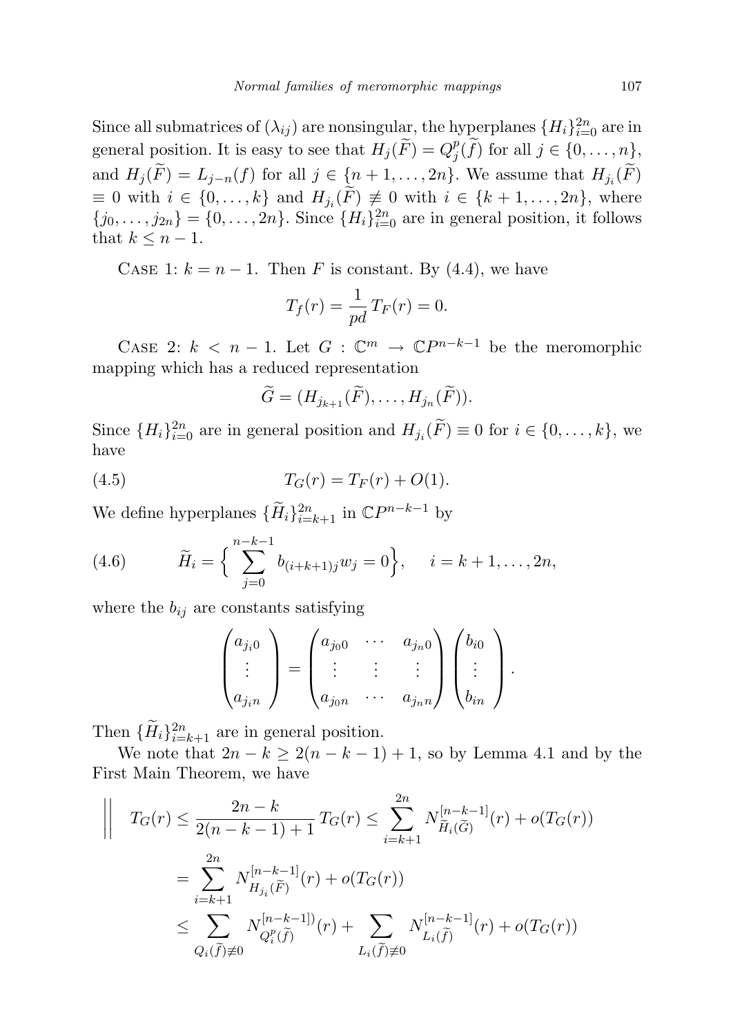Since all submatrices of $(\lambda_{ij})$ are nonsingular, the hyperplanes $\{H_i\}_{i=0}^{2n}$ are in general position. It is easy to see that $H_j(\widetilde{F}) = Q_j^p(\widetilde{f})$ for all $j \in \{0, \dots, n\}$, and $H_j(\widetilde{F}) = L_{j-n}(f)$ for all $j \in \{n+1, \dots, 2n\}$. We assume that $H_{j_i}(\widetilde{F}) \equiv 0$ with $i \in \{0, \dots, k\}$ and $H_{j_i}(\widetilde{F}) \not\equiv 0$ with $i \in \{k+1, \dots, 2n\}$, where $\{j_0, \dots, j_{2n}\} = \{0, \dots, 2n\}$. Since $\{H_i\}_{i=0}^{2n}$ are in general position, it follows that $k \le n-1$.

Case 1: $k = n-1$. Then $F$ is constant. By (4.4), we have

$$T_f(r) = \frac{1}{pd} T_F(r) = 0.$$

Case 2: $k < n-1$. Let $G : \mathbb{C}^m \to \mathbb{C}P^{n-k-1}$ be the meromorphic mapping which has a reduced representation

$$\widetilde{G} = (H_{j_{k+1}}(\widetilde{F}), \dots, H_{j_n}(\widetilde{F})).$$

Since $\{H_i\}_{i=0}^{2n}$ are in general position and $H_{j_i}(\widetilde{F}) \equiv 0$ for $i \in \{0, \dots, k\}$, we have

$$T_G(r) = T_F(r) + O(1). \tag{4.5}$$

We define hyperplanes $\{\widetilde{H}_i\}_{i=k+1}^{2n}$ in $\mathbb{C}P^{n-k-1}$ by

$$\widetilde{H}_i = \Big\{ \sum_{j=0}^{n-k-1} b_{(i+k+1)j} w_j = 0 \Big\}, \quad i = k+1, \dots, 2n, \tag{4.6}$$

where the $b_{ij}$ are constants satisfying

$$\begin{pmatrix} a_{j_i0} \\ \vdots \\ a_{j_in} \end{pmatrix} = \begin{pmatrix} a_{j_00} & \cdots & a_{j_n0} \\ \vdots & \vdots & \vdots \\ a_{j_0n} & \cdots & a_{j_nn} \end{pmatrix} \begin{pmatrix} b_{i0} \\ \vdots \\ b_{in} \end{pmatrix}.$$

Then $\{\widetilde{H}_i\}_{i=k+1}^{2n}$ are in general position.

We note that $2n-k \ge 2(n-k-1)+1$, so by Lemma 4.1 and by the First Main Theorem, we have

$$\begin{aligned}
\Big\|\quad T_G(r) &\le \frac{2n-k}{2(n-k-1)+1} T_G(r) \le \sum_{i=k+1}^{2n} N_{\widetilde{H}_i(\widetilde{G})}^{[n-k-1]}(r) + o(T_G(r)) \\
&= \sum_{i=k+1}^{2n} N_{H_{j_i}(\widetilde{F})}^{[n-k-1]}(r) + o(T_G(r)) \\
&\le \sum_{Q_i(\widetilde{f}) \not\equiv 0} N_{Q_i^p(\widetilde{f})}^{[n-k-1])}(r) + \sum_{L_i(\widetilde{f}) \not\equiv 0} N_{L_i(\widetilde{f})}^{[n-k-1]}(r) + o(T_G(r))
\end{aligned}$$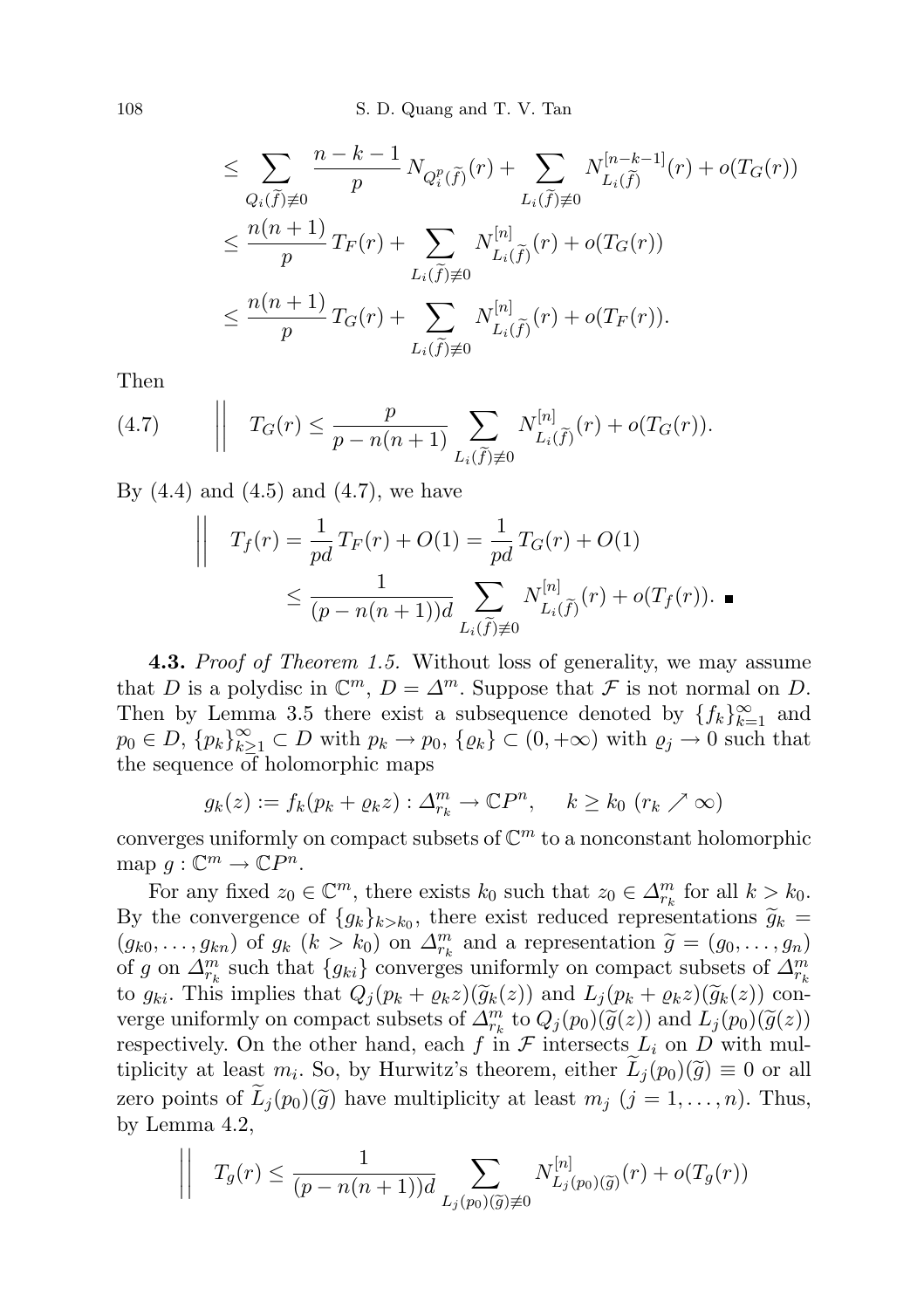$$
\begin{aligned}
&\le \sum_{Q_i(\widetilde{f})\not\equiv 0} \frac{n-k-1}{p} N_{Q_i^p(\widetilde{f})}(r) + \sum_{L_i(\widetilde{f})\not\equiv 0} N^{[n-k-1]}_{L_i(\widetilde{f})}(r) + o(T_G(r))\\
&\le \frac{n(n+1)}{p} T_F(r) + \sum_{L_i(\widetilde{f})\not\equiv 0} N^{[n]}_{L_i(\widetilde{f})}(r) + o(T_G(r))\\
&\le \frac{n(n+1)}{p} T_G(r) + \sum_{L_i(\widetilde{f})\not\equiv 0} N^{[n]}_{L_i(\widetilde{f})}(r) + o(T_F(r)).
\end{aligned}
$$

Then

$$
\tag{4.7} \Big\| \quad T_G(r) \le \frac{p}{p-n(n+1)} \sum_{L_i(\widetilde{f})\not\equiv 0} N^{[n]}_{L_i(\widetilde{f})}(r) + o(T_G(r)).
$$

By (4.4) and (4.5) and (4.7), we have

$$
\begin{aligned}
\Big\| \quad T_f(r) &= \frac{1}{pd} T_F(r) + O(1) = \frac{1}{pd} T_G(r) + O(1)\\
&\le \frac{1}{(p-n(n+1))d} \sum_{L_i(\widetilde{f})\not\equiv 0} N^{[n]}_{L_i(\widetilde{f})}(r) + o(T_f(r)). \quad \blacksquare
\end{aligned}
$$

**4.3.** *Proof of Theorem 1.5.* Without loss of generality, we may assume that $D$ is a polydisc in $\mathbb{C}^m$, $D = \Delta^m$. Suppose that $\mathcal{F}$ is not normal on $D$. Then by Lemma 3.5 there exist a subsequence denoted by $\{f_k\}_{k=1}^{\infty}$ and $p_0 \in D$, $\{p_k\}_{k\ge 1}^{\infty} \subset D$ with $p_k \to p_0$, $\{\varrho_k\} \subset (0,+\infty)$ with $\varrho_j \to 0$ such that the sequence of holomorphic maps

$$
g_k(z) := f_k(p_k + \varrho_k z) : \Delta^m_{r_k} \to \mathbb{C}P^n, \quad k \ge k_0 \ (r_k \nearrow \infty)
$$

converges uniformly on compact subsets of $\mathbb{C}^m$ to a nonconstant holomorphic map $g : \mathbb{C}^m \to \mathbb{C}P^n$.

For any fixed $z_0 \in \mathbb{C}^m$, there exists $k_0$ such that $z_0 \in \Delta^m_{r_k}$ for all $k > k_0$. By the convergence of $\{g_k\}_{k>k_0}$, there exist reduced representations $\widetilde{g}_k = (g_{k0}, \ldots, g_{kn})$ of $g_k$ $(k > k_0)$ on $\Delta^m_{r_k}$ and a representation $\widetilde{g} = (g_0, \ldots, g_n)$ of $g$ on $\Delta^m_{r_k}$ such that $\{g_{ki}\}$ converges uniformly on compact subsets of $\Delta^m_{r_k}$ to $g_{ki}$. This implies that $Q_j(p_k + \varrho_k z)(\widetilde{g}_k(z))$ and $L_j(p_k + \varrho_k z)(\widetilde{g}_k(z))$ converge uniformly on compact subsets of $\Delta^m_{r_k}$ to $Q_j(p_0)(\widetilde{g}(z))$ and $L_j(p_0)(\widetilde{g}(z))$ respectively. On the other hand, each $f$ in $\mathcal{F}$ intersects $L_i$ on $D$ with multiplicity at least $m_i$. So, by Hurwitz's theorem, either $\widetilde{L}_j(p_0)(\widetilde{g}) \equiv 0$ or all zero points of $\widetilde{L}_j(p_0)(\widetilde{g})$ have multiplicity at least $m_j$ $(j = 1, \ldots, n)$. Thus, by Lemma 4.2,

$$
\Big\| \quad T_g(r) \le \frac{1}{(p-n(n+1))d} \sum_{L_j(p_0)(\widetilde{g})\not\equiv 0} N^{[n]}_{L_j(p_0)(\widetilde{g})}(r) + o(T_g(r))
$$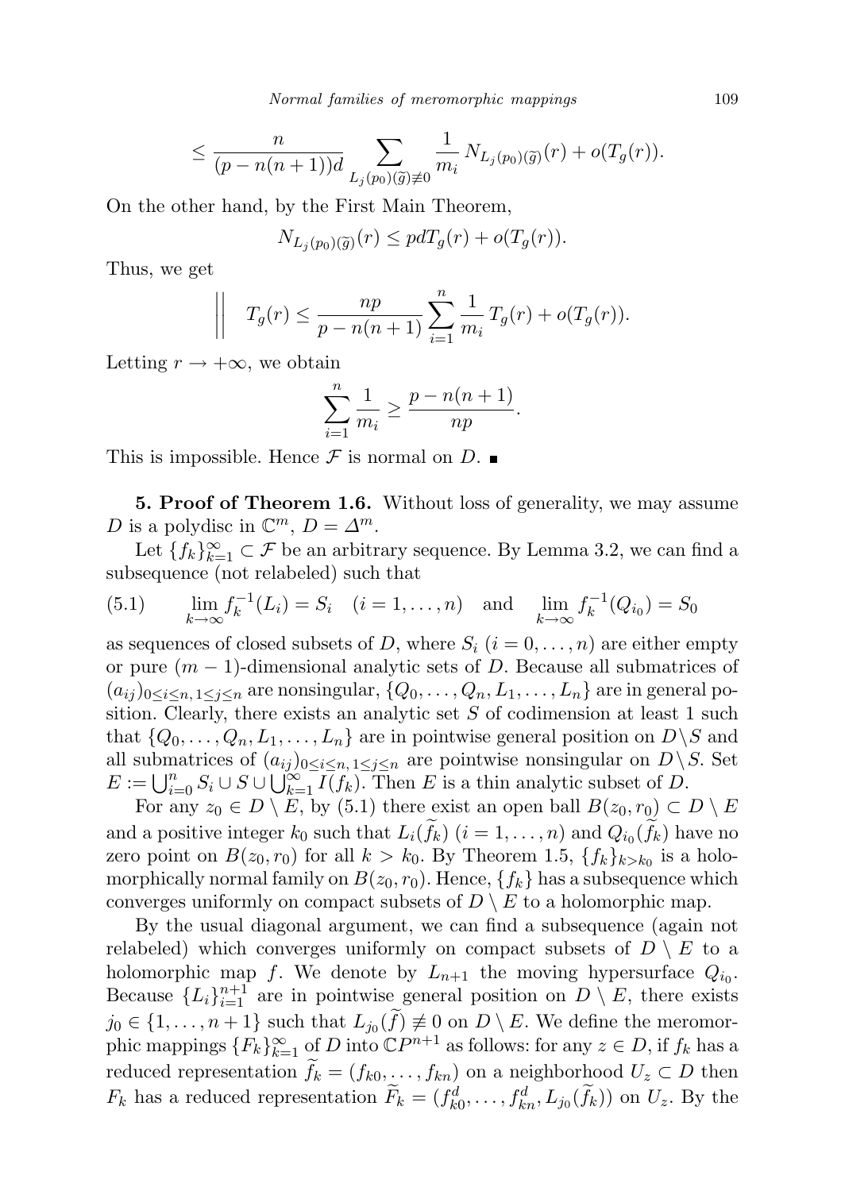$$\leq \frac{n}{(p-n(n+1))d} \sum_{L_j(p_0)(\widetilde{g}) \not\equiv 0} \frac{1}{m_i} N_{L_j(p_0)(\widetilde{g})}(r) + o(T_g(r)).$$

On the other hand, by the First Main Theorem,

$$N_{L_j(p_0)(\widetilde{g})}(r) \leq pd T_g(r) + o(T_g(r)).$$

Thus, we get

$$\Big\| \quad T_g(r) \leq \frac{np}{p-n(n+1)} \sum_{i=1}^{n} \frac{1}{m_i} T_g(r) + o(T_g(r)).$$

Letting $r \to +\infty$, we obtain

$$\sum_{i=1}^{n} \frac{1}{m_i} \geq \frac{p-n(n+1)}{np}.$$

This is impossible. Hence $\mathcal{F}$ is normal on $D$. ∎

**5. Proof of Theorem 1.6.** Without loss of generality, we may assume $D$ is a polydisc in $\mathbb{C}^m$, $D = \Delta^m$.

Let $\{f_k\}_{k=1}^{\infty} \subset \mathcal{F}$ be an arbitrary sequence. By Lemma 3.2, we can find a subsequence (not relabeled) such that

$$\lim_{k\to\infty} f_k^{-1}(L_i) = S_i \quad (i = 1, \ldots, n) \quad \text{and} \quad \lim_{k\to\infty} f_k^{-1}(Q_{i_0}) = S_0 \tag{5.1}$$

as sequences of closed subsets of $D$, where $S_i$ $(i = 0, \ldots, n)$ are either empty or pure $(m-1)$-dimensional analytic sets of $D$. Because all submatrices of $(a_{ij})_{0 \leq i \leq n,\, 1 \leq j \leq n}$ are nonsingular, $\{Q_0, \ldots, Q_n, L_1, \ldots, L_n\}$ are in general position. Clearly, there exists an analytic set $S$ of codimension at least 1 such that $\{Q_0, \ldots, Q_n, L_1, \ldots, L_n\}$ are in pointwise general position on $D \setminus S$ and all submatrices of $(a_{ij})_{0 \leq i \leq n,\, 1 \leq j \leq n}$ are pointwise nonsingular on $D \setminus S$. Set $E := \bigcup_{i=0}^{n} S_i \cup S \cup \bigcup_{k=1}^{\infty} I(f_k)$. Then $E$ is a thin analytic subset of $D$.

For any $z_0 \in D \setminus E$, by (5.1) there exist an open ball $B(z_0, r_0) \subset D \setminus E$ and a positive integer $k_0$ such that $L_i(\widetilde{f}_k)$ $(i = 1, \ldots, n)$ and $Q_{i_0}(\widetilde{f}_k)$ have no zero point on $B(z_0, r_0)$ for all $k > k_0$. By Theorem 1.5, $\{f_k\}_{k > k_0}$ is a holomorphically normal family on $B(z_0, r_0)$. Hence, $\{f_k\}$ has a subsequence which converges uniformly on compact subsets of $D \setminus E$ to a holomorphic map.

By the usual diagonal argument, we can find a subsequence (again not relabeled) which converges uniformly on compact subsets of $D \setminus E$ to a holomorphic map $f$. We denote by $L_{n+1}$ the moving hypersurface $Q_{i_0}$. Because $\{L_i\}_{i=1}^{n+1}$ are in pointwise general position on $D \setminus E$, there exists $j_0 \in \{1, \ldots, n+1\}$ such that $L_{j_0}(\widetilde{f}) \not\equiv 0$ on $D \setminus E$. We define the meromorphic mappings $\{F_k\}_{k=1}^{\infty}$ of $D$ into $\mathbb{C}P^{n+1}$ as follows: for any $z \in D$, if $f_k$ has a reduced representation $\widetilde{f}_k = (f_{k0}, \ldots, f_{kn})$ on a neighborhood $U_z \subset D$ then $F_k$ has a reduced representation $\widetilde{F}_k = (f_{k0}^d, \ldots, f_{kn}^d, L_{j_0}(\widetilde{f}_k))$ on $U_z$. By the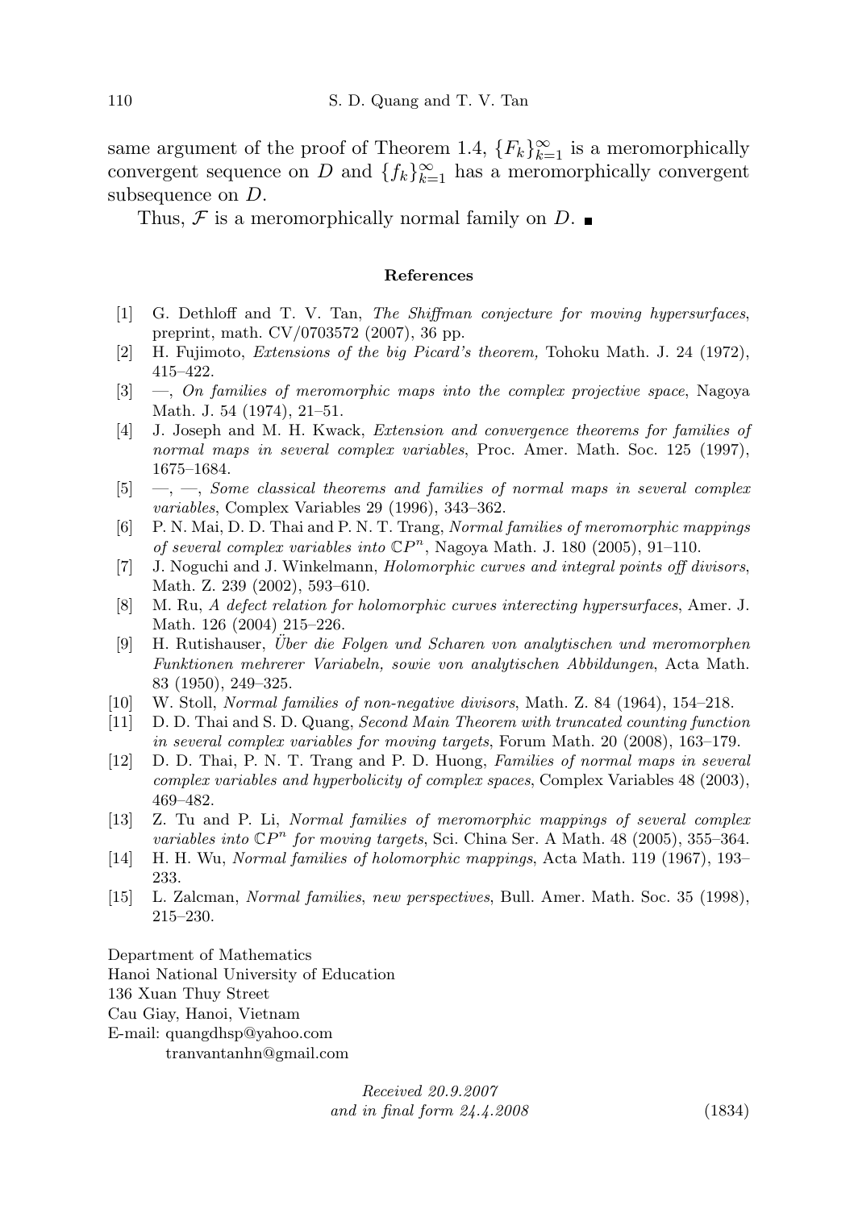same argument of the proof of Theorem 1.4, $\{F_k\}_{k=1}^{\infty}$ is a meromorphically convergent sequence on $D$ and $\{f_k\}_{k=1}^{\infty}$ has a meromorphically convergent subsequence on $D$.

Thus, $\mathcal{F}$ is a meromorphically normal family on $D$. ■

## References

[1] G. Dethloff and T. V. Tan, *The Shiffman conjecture for moving hypersurfaces*, preprint, math. CV/0703572 (2007), 36 pp.

[2] H. Fujimoto, *Extensions of the big Picard's theorem,* Tohoku Math. J. 24 (1972), 415–422.

[3] —, *On families of meromorphic maps into the complex projective space*, Nagoya Math. J. 54 (1974), 21–51.

[4] J. Joseph and M. H. Kwack, *Extension and convergence theorems for families of normal maps in several complex variables*, Proc. Amer. Math. Soc. 125 (1997), 1675–1684.

[5] —, —, *Some classical theorems and families of normal maps in several complex variables*, Complex Variables 29 (1996), 343–362.

[6] P. N. Mai, D. D. Thai and P. N. T. Trang, *Normal families of meromorphic mappings of several complex variables into* $\mathbb{C}P^n$, Nagoya Math. J. 180 (2005), 91–110.

[7] J. Noguchi and J. Winkelmann, *Holomorphic curves and integral points off divisors*, Math. Z. 239 (2002), 593–610.

[8] M. Ru, *A defect relation for holomorphic curves interecting hypersurfaces*, Amer. J. Math. 126 (2004) 215–226.

[9] H. Rutishauser, *Über die Folgen und Scharen von analytischen und meromorphen Funktionen mehrerer Variabeln, sowie von analytischen Abbildungen*, Acta Math. 83 (1950), 249–325.

[10] W. Stoll, *Normal families of non-negative divisors*, Math. Z. 84 (1964), 154–218.

[11] D. D. Thai and S. D. Quang, *Second Main Theorem with truncated counting function in several complex variables for moving targets*, Forum Math. 20 (2008), 163–179.

[12] D. D. Thai, P. N. T. Trang and P. D. Huong, *Families of normal maps in several complex variables and hyperbolicity of complex spaces*, Complex Variables 48 (2003), 469–482.

[13] Z. Tu and P. Li, *Normal families of meromorphic mappings of several complex variables into* $\mathbb{C}P^n$ *for moving targets*, Sci. China Ser. A Math. 48 (2005), 355–364.

[14] H. H. Wu, *Normal families of holomorphic mappings*, Acta Math. 119 (1967), 193–233.

[15] L. Zalcman, *Normal families, new perspectives*, Bull. Amer. Math. Soc. 35 (1998), 215–230.

Department of Mathematics
Hanoi National University of Education
136 Xuan Thuy Street
Cau Giay, Hanoi, Vietnam
E-mail: quangdhsp@yahoo.com
tranvantanhn@gmail.com

*Received 20.9.2007*
*and in final form 24.4.2008* (1834)